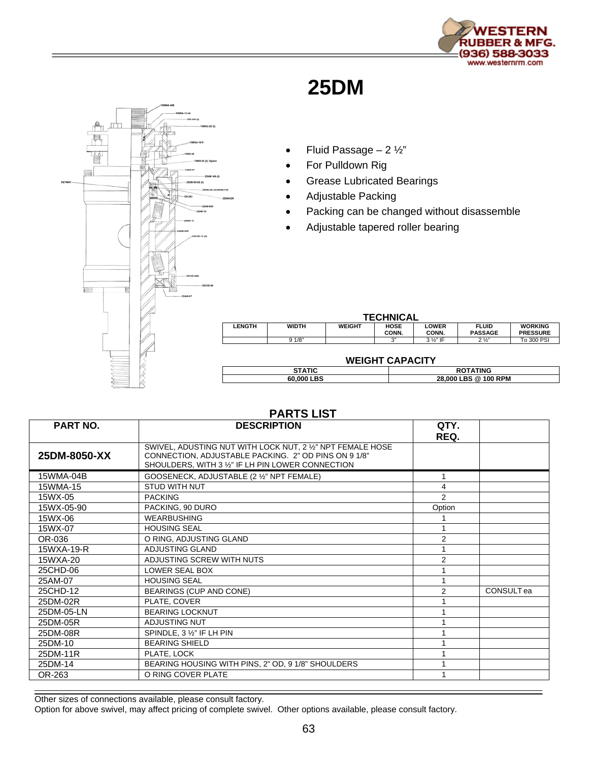# 25DM

- Fluid Passage – 2 ½"
- For Pulldown Rig
- Grease Lubricated Bearings
- Adjustable Packing
- Packing can be changed without disassemble
- Adjustable tapered roller bearing

**TECHNICAL**

| LENGTH | WIDTH | WEIGHT | HOSE CONN. | LOWER CONN. | FLUID PASSAGE | WORKING PRESSURE |
|---|---|---|---|---|---|---|
| | 9 1/8" | | 3" | 3 ½" IF | 2 ½" | To 300 PSI |

**WEIGHT CAPACITY**

| STATIC | ROTATING |
|---|---|
| 60,000 LBS | 28,000 LBS @ 100 RPM |

## PARTS LIST

| PART NO. | DESCRIPTION | QTY. REQ. | |
|---|---|---|---|
| **25DM-8050-XX** | SWIVEL, ADUSTING NUT WITH LOCK NUT, 2 ½" NPT FEMALE HOSE CONNECTION, ADJUSTABLE PACKING. 2" OD PINS ON 9 1/8" SHOULDERS, WITH 3 ½" IF LH PIN LOWER CONNECTION | | |
| 15WMA-04B | GOOSENECK, ADJUSTABLE (2 ½" NPT FEMALE) | 1 | |
| 15WMA-15 | STUD WITH NUT | 4 | |
| 15WX-05 | PACKING | 2 | |
| 15WX-05-90 | PACKING, 90 DURO | Option | |
| 15WX-06 | WEARBUSHING | 1 | |
| 15WX-07 | HOUSING SEAL | 1 | |
| OR-036 | O RING, ADJUSTING GLAND | 2 | |
| 15WXA-19-R | ADJUSTING GLAND | 1 | |
| 15WXA-20 | ADJUSTING SCREW WITH NUTS | 2 | |
| 25CHD-06 | LOWER SEAL BOX | 1 | |
| 25AM-07 | HOUSING SEAL | 1 | |
| 25CHD-12 | BEARINGS (CUP AND CONE) | 2 | CONSULT ea |
| 25DM-02R | PLATE, COVER | 1 | |
| 25DM-05-LN | BEARING LOCKNUT | 1 | |
| 25DM-05R | ADJUSTING NUT | 1 | |
| 25DM-08R | SPINDLE, 3 ½" IF LH PIN | 1 | |
| 25DM-10 | BEARING SHIELD | 1 | |
| 25DM-11R | PLATE, LOCK | 1 | |
| 25DM-14 | BEARING HOUSING WITH PINS, 2" OD, 9 1/8" SHOULDERS | 1 | |
| OR-263 | O RING COVER PLATE | 1 | |

Other sizes of connections available, please consult factory.
Option for above swivel, may affect pricing of complete swivel. Other options available, please consult factory.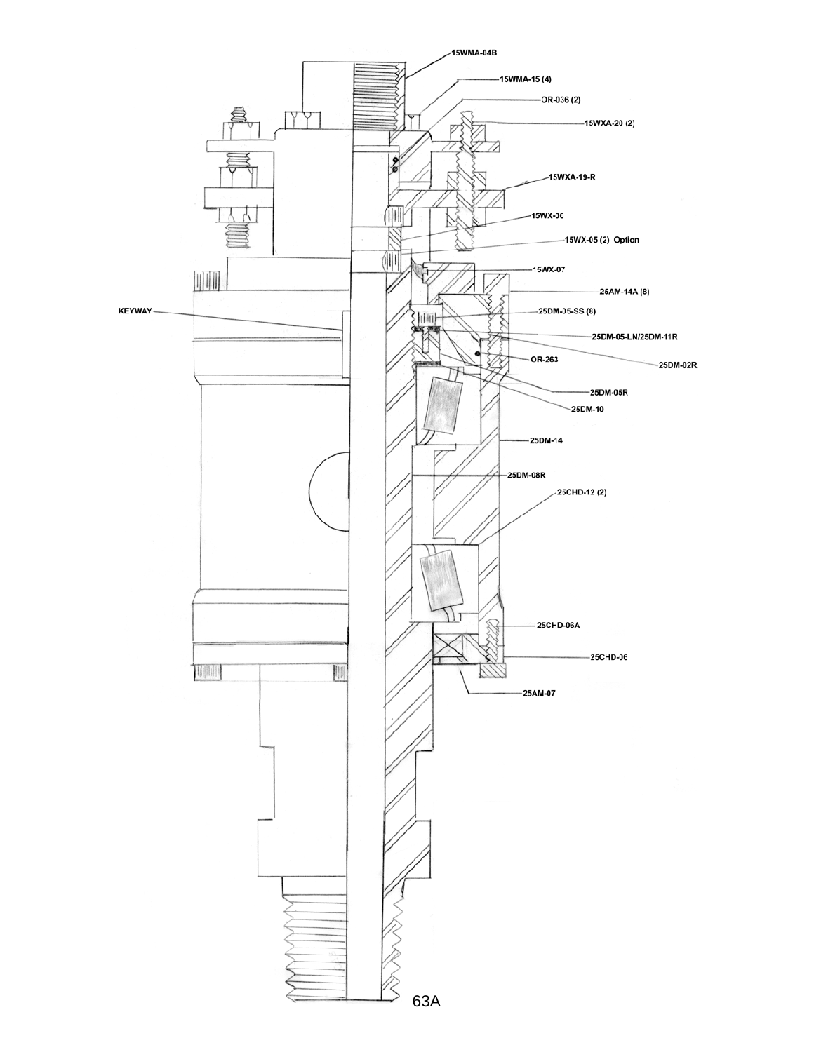15WMA-04B

15WMA-15 (4)

OR-036 (2)

15WXA-20 (2)

15WXA-19-R

15WX-06

15WX-05 (2) Option

15WX-07

25AM-14A (8)

KEYWAY

25DM-05-SS (8)

25DM-05-LN/25DM-11R

OR-263

25DM-02R

25DM-05R

25DM-10

25DM-14

25DM-08R

25CHD-12 (2)

25CHD-06A

25CHD-06

25AM-07

63A